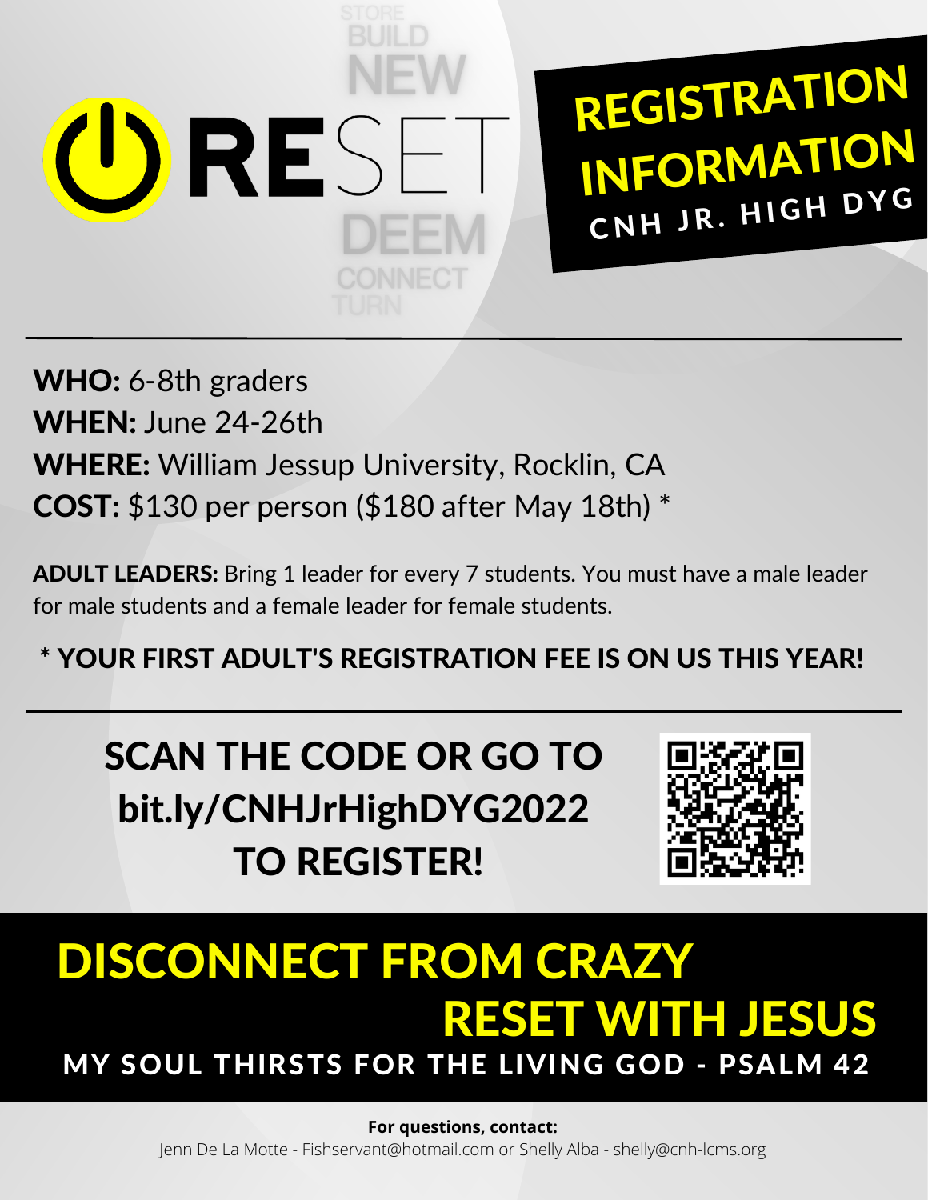# RESET

STORE
BUILD
NEW
DEEM
CONNECT
TURN

## REGISTRATION INFORMATION

### CNH JR. HIGH DYG

---

**WHO:** 6-8th graders
**WHEN:** June 24-26th
**WHERE:** William Jessup University, Rocklin, CA
**COST:** $130 per person ($180 after May 18th) *

**ADULT LEADERS:** Bring 1 leader for every 7 students. You must have a male leader for male students and a female leader for female students.

**\* YOUR FIRST ADULT'S REGISTRATION FEE IS ON US THIS YEAR!**

---

## SCAN THE CODE OR GO TO bit.ly/CNHJrHighDYG2022 TO REGISTER!

## DISCONNECT FROM CRAZY RESET WITH JESUS

### MY SOUL THIRSTS FOR THE LIVING GOD - PSALM 42

**For questions, contact:**
Jenn De La Motte - Fishservant@hotmail.com or Shelly Alba - shelly@cnh-lcms.org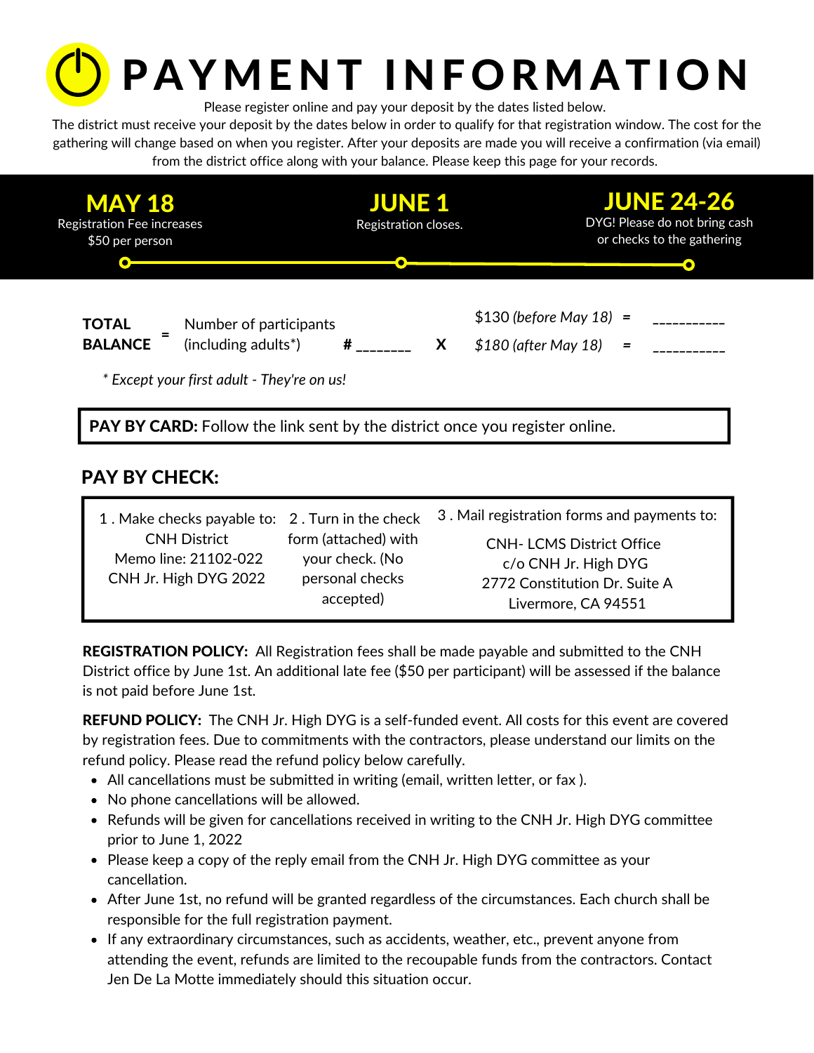# PAYMENT INFORMATION

Please register online and pay your deposit by the dates listed below.
The district must receive your deposit by the dates below in order to qualify for that registration window. The cost for the gathering will change based on when you register. After your deposits are made you will receive a confirmation (via email) from the district office along with your balance. Please keep this page for your records.

**MAY 18**
Registration Fee increases $50 per person

**JUNE 1**
Registration closes.

**JUNE 24-26**
DYG! Please do not bring cash or checks to the gathering

**TOTAL BALANCE** = Number of participants (including adults*) # ________ X $130 *(before May 18)* = ___________
$180 *(after May 18)* = ___________

*\* Except your first adult - They're on us!*

**PAY BY CARD:** Follow the link sent by the district once you register online.

## PAY BY CHECK:

| | | |
|---|---|---|
| 1 . Make checks payable to: CNH District Memo line: 21102-022 CNH Jr. High DYG 2022 | 2 . Turn in the check form (attached) with your check. (No personal checks accepted) | 3 . Mail registration forms and payments to: CNH- LCMS District Office c/o CNH Jr. High DYG 2772 Constitution Dr. Suite A Livermore, CA 94551 |

**REGISTRATION POLICY:** All Registration fees shall be made payable and submitted to the CNH District office by June 1st. An additional late fee ($50 per participant) will be assessed if the balance is not paid before June 1st.

**REFUND POLICY:** The CNH Jr. High DYG is a self-funded event. All costs for this event are covered by registration fees. Due to commitments with the contractors, please understand our limits on the refund policy. Please read the refund policy below carefully.

- All cancellations must be submitted in writing (email, written letter, or fax ).
- No phone cancellations will be allowed.
- Refunds will be given for cancellations received in writing to the CNH Jr. High DYG committee prior to June 1, 2022
- Please keep a copy of the reply email from the CNH Jr. High DYG committee as your cancellation.
- After June 1st, no refund will be granted regardless of the circumstances. Each church shall be responsible for the full registration payment.
- If any extraordinary circumstances, such as accidents, weather, etc., prevent anyone from attending the event, refunds are limited to the recoupable funds from the contractors. Contact Jen De La Motte immediately should this situation occur.